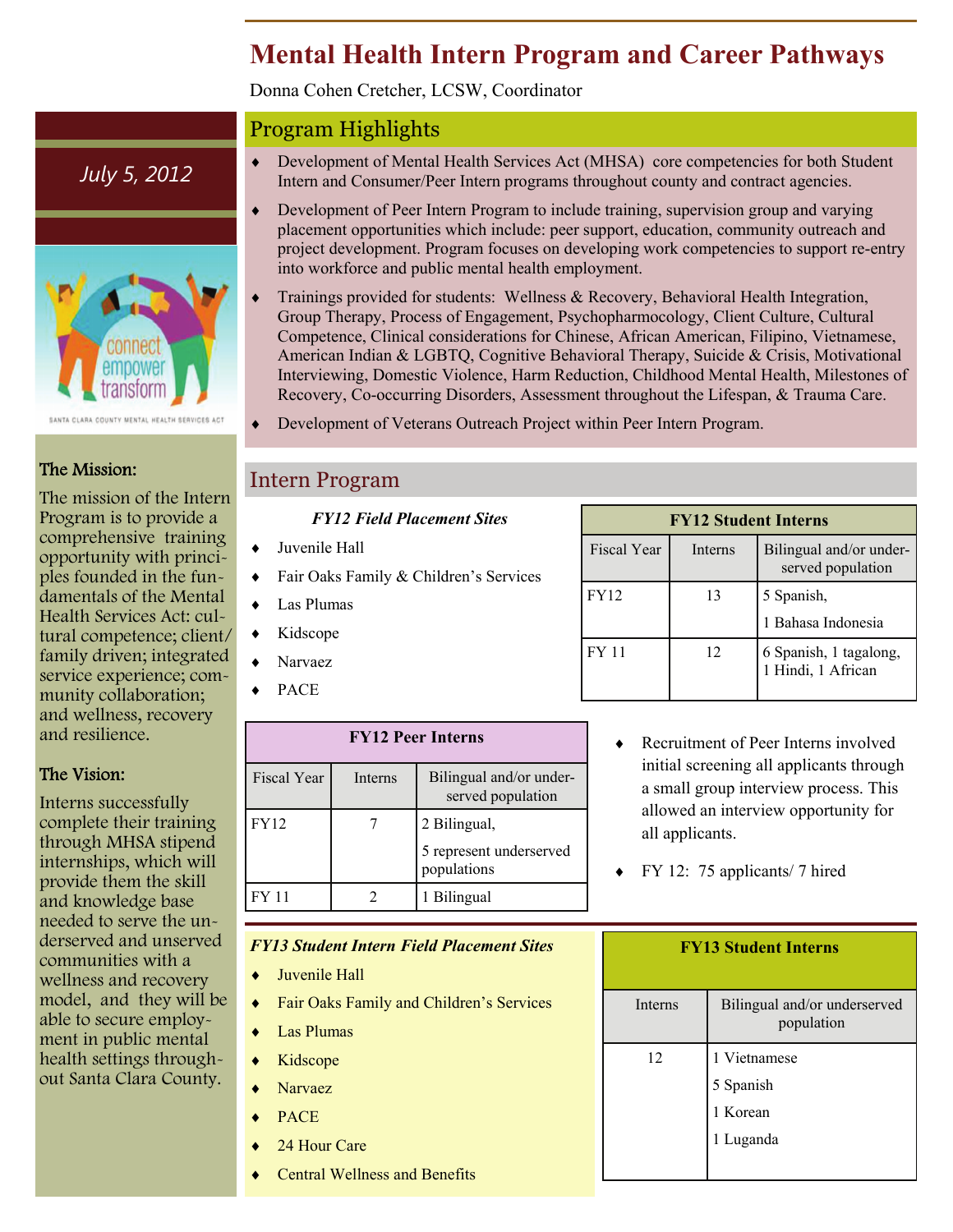# Mental Health Intern Program and Career Pathways

Donna Cohen Cretcher, LCSW, Coordinator

*July 5, 2012*

connect empower transform

SANTA CLARA COUNTY MENTAL HEALTH SERVICES ACT

### The Mission:

The mission of the Intern Program is to provide a comprehensive training opportunity with principles founded in the fundamentals of the Mental Health Services Act: cultural competence; client/family driven; integrated service experience; community collaboration; and wellness, recovery and resilience.

### The Vision:

Interns successfully complete their training through MHSA stipend internships, which will provide them the skill and knowledge base needed to serve the underserved and unserved communities with a wellness and recovery model, and they will be able to secure employment in public mental health settings throughout Santa Clara County.

## Program Highlights

- Development of Mental Health Services Act (MHSA) core competencies for both Student Intern and Consumer/Peer Intern programs throughout county and contract agencies.
- Development of Peer Intern Program to include training, supervision group and varying placement opportunities which include: peer support, education, community outreach and project development. Program focuses on developing work competencies to support re-entry into workforce and public mental health employment.
- Trainings provided for students: Wellness & Recovery, Behavioral Health Integration, Group Therapy, Process of Engagement, Psychopharmocology, Client Culture, Cultural Competence, Clinical considerations for Chinese, African American, Filipino, Vietnamese, American Indian & LGBTQ, Cognitive Behavioral Therapy, Suicide & Crisis, Motivational Interviewing, Domestic Violence, Harm Reduction, Childhood Mental Health, Milestones of Recovery, Co-occurring Disorders, Assessment throughout the Lifespan, & Trauma Care.
- Development of Veterans Outreach Project within Peer Intern Program.

## Intern Program

***FY12 Field Placement Sites***

- Juvenile Hall
- Fair Oaks Family & Children's Services
- Las Plumas
- Kidscope
- Narvaez
- PACE

**FY12 Student Interns**

| Fiscal Year | Interns | Bilingual and/or underserved population |
|---|---|---|
| FY12 | 13 | 5 Spanish, 1 Bahasa Indonesia |
| FY 11 | 12 | 6 Spanish, 1 tagalong, 1 Hindi, 1 African |

**FY12 Peer Interns**

| Fiscal Year | Interns | Bilingual and/or underserved population |
|---|---|---|
| FY12 | 7 | 2 Bilingual, 5 represent underserved populations |
| FY 11 | 2 | 1 Bilingual |

- Recruitment of Peer Interns involved initial screening all applicants through a small group interview process. This allowed an interview opportunity for all applicants.
- FY 12: 75 applicants/ 7 hired

***FY13 Student Intern Field Placement Sites***

- Juvenile Hall
- Fair Oaks Family and Children's Services
- Las Plumas
- Kidscope
- Narvaez
- PACE
- 24 Hour Care
- Central Wellness and Benefits

**FY13 Student Interns**

| Interns | Bilingual and/or underserved population |
|---|---|
| 12 | 1 Vietnamese, 5 Spanish, 1 Korean, 1 Luganda |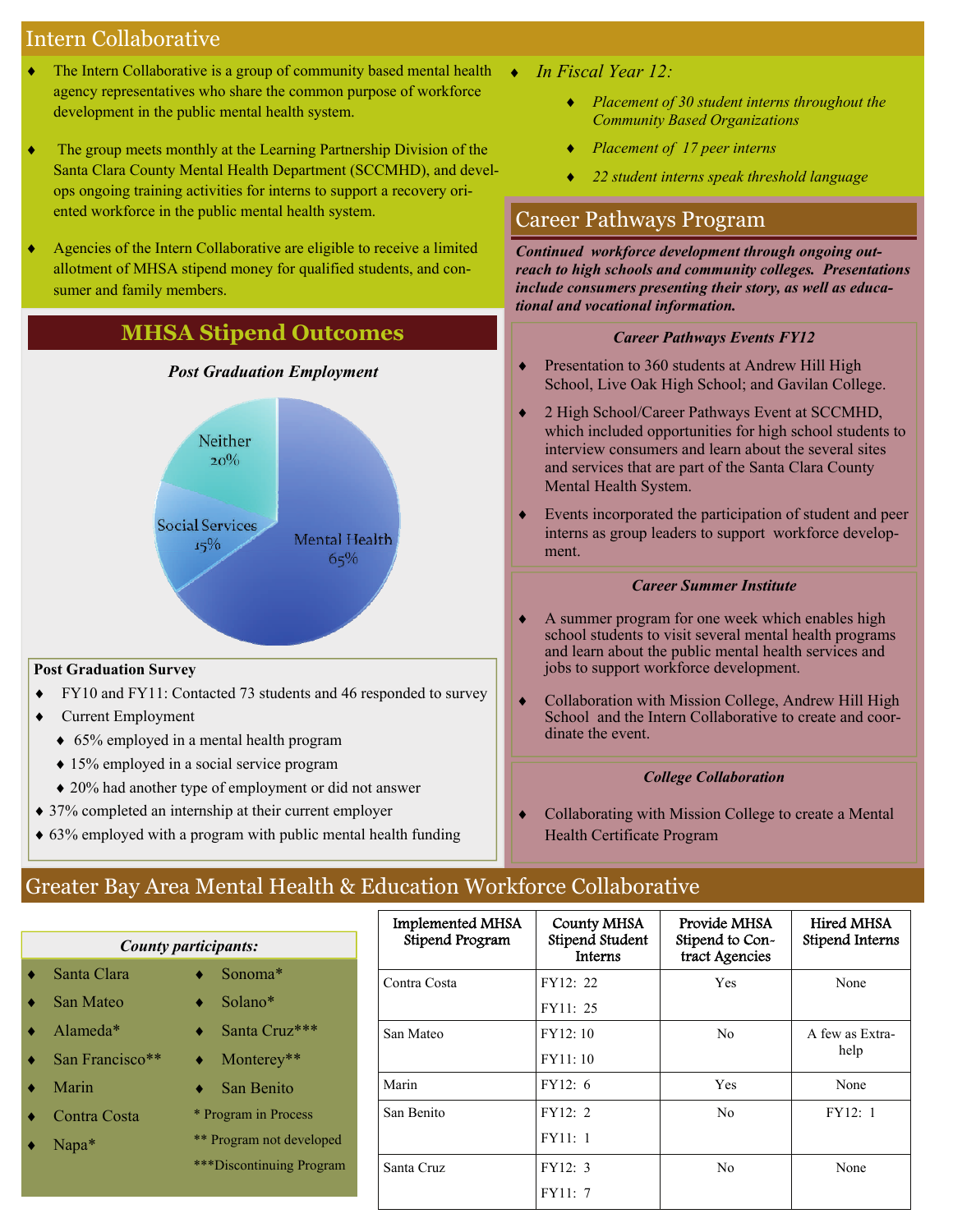## Intern Collaborative

- The Intern Collaborative is a group of community based mental health agency representatives who share the common purpose of workforce development in the public mental health system.
- The group meets monthly at the Learning Partnership Division of the Santa Clara County Mental Health Department (SCCMHD), and develops ongoing training activities for interns to support a recovery oriented workforce in the public mental health system.
- Agencies of the Intern Collaborative are eligible to receive a limited allotment of MHSA stipend money for qualified students, and consumer and family members.
- *In Fiscal Year 12:*
  - *Placement of 30 student interns throughout the Community Based Organizations*
  - *Placement of 17 peer interns*
  - *22 student interns speak threshold language*

## MHSA Stipend Outcomes

*Post Graduation Employment*

Neither 20%
Social Services 15%
Mental Health 65%

**Post Graduation Survey**

- FY10 and FY11: Contacted 73 students and 46 responded to survey
- Current Employment
  - 65% employed in a mental health program
  - 15% employed in a social service program
  - 20% had another type of employment or did not answer
- 37% completed an internship at their current employer
- 63% employed with a program with public mental health funding

## Career Pathways Program

***Continued workforce development through ongoing outreach to high schools and community colleges. Presentations include consumers presenting their story, as well as educational and vocational information.***

***Career Pathways Events FY12***

- Presentation to 360 students at Andrew Hill High School, Live Oak High School; and Gavilan College.
- 2 High School/Career Pathways Event at SCCMHD, which included opportunities for high school students to interview consumers and learn about the several sites and services that are part of the Santa Clara County Mental Health System.
- Events incorporated the participation of student and peer interns as group leaders to support workforce development.

***Career Summer Institute***

- A summer program for one week which enables high school students to visit several mental health programs and learn about the public mental health services and jobs to support workforce development.
- Collaboration with Mission College, Andrew Hill High School and the Intern Collaborative to create and coordinate the event.

***College Collaboration***

- Collaborating with Mission College to create a Mental Health Certificate Program

## Greater Bay Area Mental Health & Education Workforce Collaborative

*County participants:*

- Santa Clara
- San Mateo
- Alameda*
- San Francisco**
- Marin
- Contra Costa
- Napa*
- Sonoma*
- Solano*
- Santa Cruz***
- Monterey**
- San Benito

\* Program in Process
\** Program not developed
\***Discontinuing Program

| Implemented MHSA Stipend Program | County MHSA Stipend Student Interns | Provide MHSA Stipend to Contract Agencies | Hired MHSA Stipend Interns |
|---|---|---|---|
| Contra Costa | FY12: 22<br>FY11: 25 | Yes | None |
| San Mateo | FY12: 10<br>FY11: 10 | No | A few as Extra-help |
| Marin | FY12: 6 | Yes | None |
| San Benito | FY12: 2<br>FY11: 1 | No | FY12: 1 |
| Santa Cruz | FY12: 3<br>FY11: 7 | No | None |